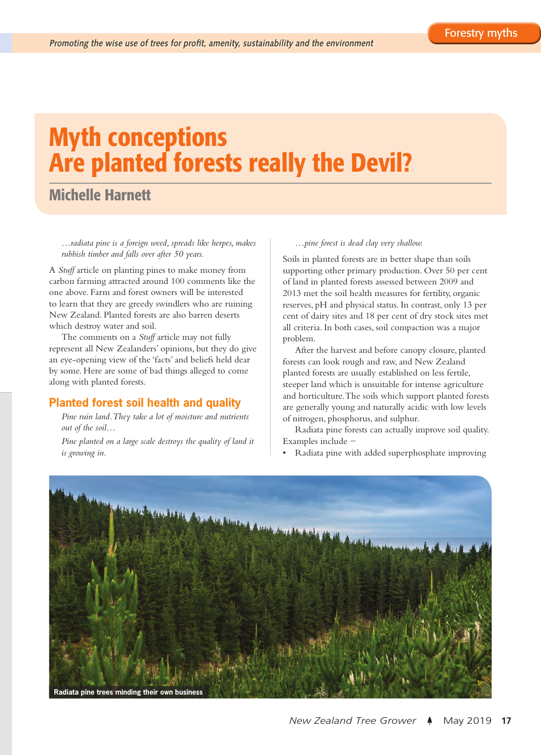# Myth conceptions
# Are planted forests really the Devil?

## Michelle Harnett

*…radiata pine is a foreign weed, spreads like herpes, makes rubbish timber and falls over after 50 years.*

A *Stuff* article on planting pines to make money from carbon farming attracted around 100 comments like the one above. Farm and forest owners will be interested to learn that they are greedy swindlers who are ruining New Zealand. Planted forests are also barren deserts which destroy water and soil.

The comments on a *Stuff* article may not fully represent all New Zealanders' opinions, but they do give an eye-opening view of the 'facts' and beliefs held dear by some. Here are some of bad things alleged to come along with planted forests.

### Planted forest soil health and quality

*Pine ruin land. They take a lot of moisture and nutrients out of the soil…*

*Pine planted on a large scale destroys the quality of land it is growing in.*

*…pine forest is dead clay very shallow.*

Soils in planted forests are in better shape than soils supporting other primary production. Over 50 per cent of land in planted forests assessed between 2009 and 2013 met the soil health measures for fertility, organic reserves, pH and physical status. In contrast, only 13 per cent of dairy sites and 18 per cent of dry stock sites met all criteria. In both cases, soil compaction was a major problem.

After the harvest and before canopy closure, planted forests can look rough and raw, and New Zealand planted forests are usually established on less fertile, steeper land which is unsuitable for intense agriculture and horticulture. The soils which support planted forests are generally young and naturally acidic with low levels of nitrogen, phosphorus, and sulphur.

Radiata pine forests can actually improve soil quality. Examples include –

- Radiata pine with added superphosphate improving

Radiata pine trees minding their own business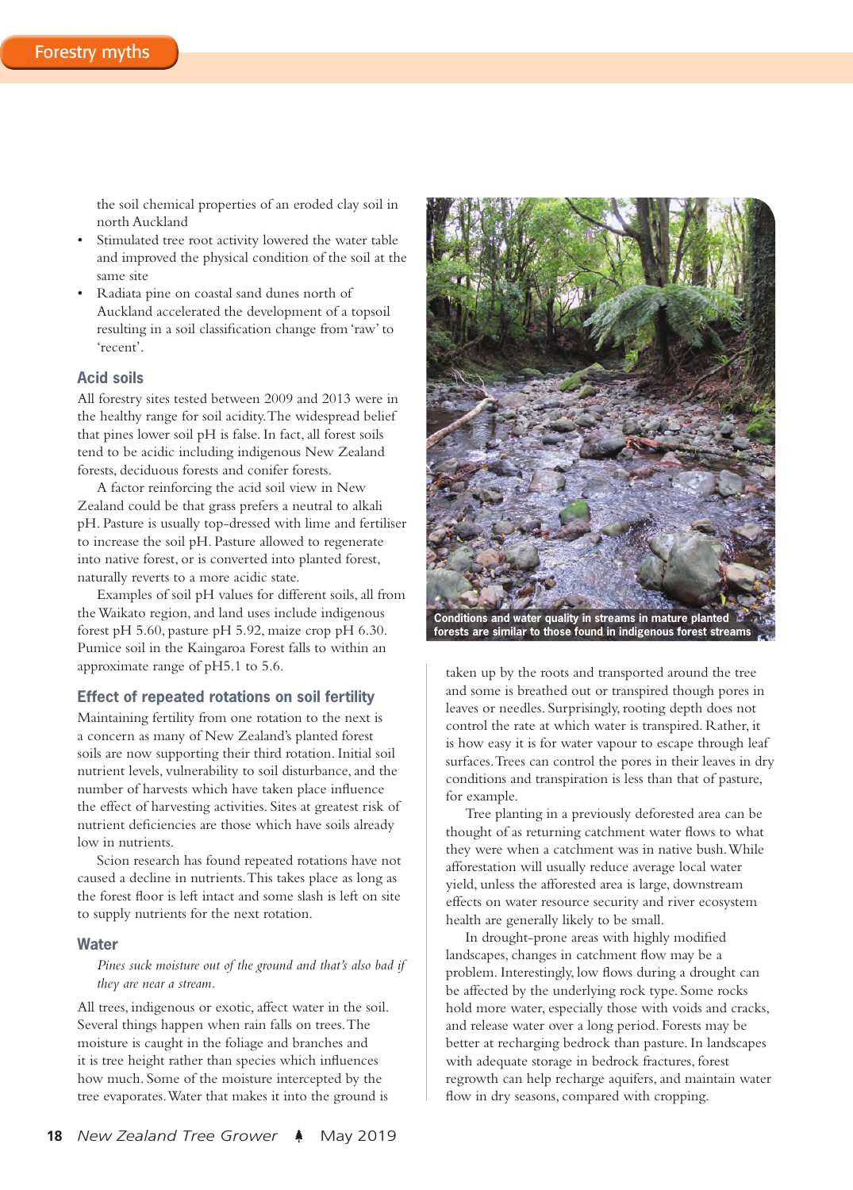the soil chemical properties of an eroded clay soil in north Auckland

- Stimulated tree root activity lowered the water table and improved the physical condition of the soil at the same site
- Radiata pine on coastal sand dunes north of Auckland accelerated the development of a topsoil resulting in a soil classification change from 'raw' to 'recent'.

### Acid soils

All forestry sites tested between 2009 and 2013 were in the healthy range for soil acidity. The widespread belief that pines lower soil pH is false. In fact, all forest soils tend to be acidic including indigenous New Zealand forests, deciduous forests and conifer forests.

A factor reinforcing the acid soil view in New Zealand could be that grass prefers a neutral to alkali pH. Pasture is usually top-dressed with lime and fertiliser to increase the soil pH. Pasture allowed to regenerate into native forest, or is converted into planted forest, naturally reverts to a more acidic state.

Examples of soil pH values for different soils, all from the Waikato region, and land uses include indigenous forest pH 5.60, pasture pH 5.92, maize crop pH 6.30. Pumice soil in the Kaingaroa Forest falls to within an approximate range of pH5.1 to 5.6.

### Effect of repeated rotations on soil fertility

Maintaining fertility from one rotation to the next is a concern as many of New Zealand's planted forest soils are now supporting their third rotation. Initial soil nutrient levels, vulnerability to soil disturbance, and the number of harvests which have taken place influence the effect of harvesting activities. Sites at greatest risk of nutrient deficiencies are those which have soils already low in nutrients.

Scion research has found repeated rotations have not caused a decline in nutrients. This takes place as long as the forest floor is left intact and some slash is left on site to supply nutrients for the next rotation.

### Water

*Pines suck moisture out of the ground and that's also bad if they are near a stream.*

All trees, indigenous or exotic, affect water in the soil. Several things happen when rain falls on trees. The moisture is caught in the foliage and branches and it is tree height rather than species which influences how much. Some of the moisture intercepted by the tree evaporates. Water that makes it into the ground is taken up by the roots and transported around the tree and some is breathed out or transpired though pores in leaves or needles. Surprisingly, rooting depth does not control the rate at which water is transpired. Rather, it is how easy it is for water vapour to escape through leaf surfaces. Trees can control the pores in their leaves in dry conditions and transpiration is less than that of pasture, for example.

Conditions and water quality in streams in mature planted forests are similar to those found in indigenous forest streams

Tree planting in a previously deforested area can be thought of as returning catchment water flows to what they were when a catchment was in native bush. While afforestation will usually reduce average local water yield, unless the afforested area is large, downstream effects on water resource security and river ecosystem health are generally likely to be small.

In drought-prone areas with highly modified landscapes, changes in catchment flow may be a problem. Interestingly, low flows during a drought can be affected by the underlying rock type. Some rocks hold more water, especially those with voids and cracks, and release water over a long period. Forests may be better at recharging bedrock than pasture. In landscapes with adequate storage in bedrock fractures, forest regrowth can help recharge aquifers, and maintain water flow in dry seasons, compared with cropping.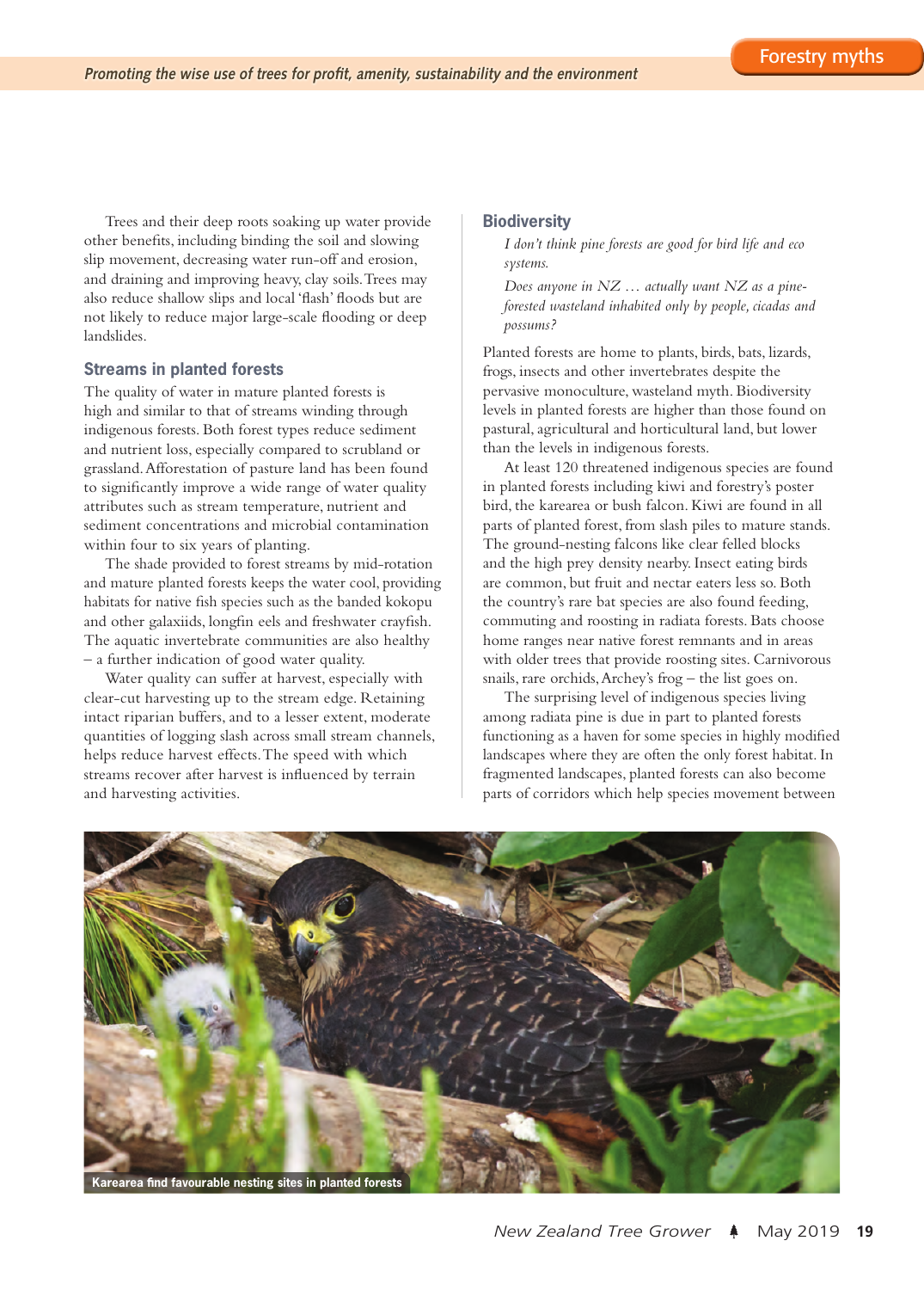Trees and their deep roots soaking up water provide other benefits, including binding the soil and slowing slip movement, decreasing water run-off and erosion, and draining and improving heavy, clay soils. Trees may also reduce shallow slips and local 'flash' floods but are not likely to reduce major large-scale flooding or deep landslides.

## Streams in planted forests

The quality of water in mature planted forests is high and similar to that of streams winding through indigenous forests. Both forest types reduce sediment and nutrient loss, especially compared to scrubland or grassland. Afforestation of pasture land has been found to significantly improve a wide range of water quality attributes such as stream temperature, nutrient and sediment concentrations and microbial contamination within four to six years of planting.

The shade provided to forest streams by mid-rotation and mature planted forests keeps the water cool, providing habitats for native fish species such as the banded kokopu and other galaxiids, longfin eels and freshwater crayfish. The aquatic invertebrate communities are also healthy – a further indication of good water quality.

Water quality can suffer at harvest, especially with clear-cut harvesting up to the stream edge. Retaining intact riparian buffers, and to a lesser extent, moderate quantities of logging slash across small stream channels, helps reduce harvest effects. The speed with which streams recover after harvest is influenced by terrain and harvesting activities.

## Biodiversity

*I don't think pine forests are good for bird life and eco systems.*

*Does anyone in NZ … actually want NZ as a pine-forested wasteland inhabited only by people, cicadas and possums?*

Planted forests are home to plants, birds, bats, lizards, frogs, insects and other invertebrates despite the pervasive monoculture, wasteland myth. Biodiversity levels in planted forests are higher than those found on pastural, agricultural and horticultural land, but lower than the levels in indigenous forests.

At least 120 threatened indigenous species are found in planted forests including kiwi and forestry's poster bird, the karearea or bush falcon. Kiwi are found in all parts of planted forest, from slash piles to mature stands. The ground-nesting falcons like clear felled blocks and the high prey density nearby. Insect eating birds are common, but fruit and nectar eaters less so. Both the country's rare bat species are also found feeding, commuting and roosting in radiata forests. Bats choose home ranges near native forest remnants and in areas with older trees that provide roosting sites. Carnivorous snails, rare orchids, Archey's frog – the list goes on.

The surprising level of indigenous species living among radiata pine is due in part to planted forests functioning as a haven for some species in highly modified landscapes where they are often the only forest habitat. In fragmented landscapes, planted forests can also become parts of corridors which help species movement between

**Karearea find favourable nesting sites in planted forests**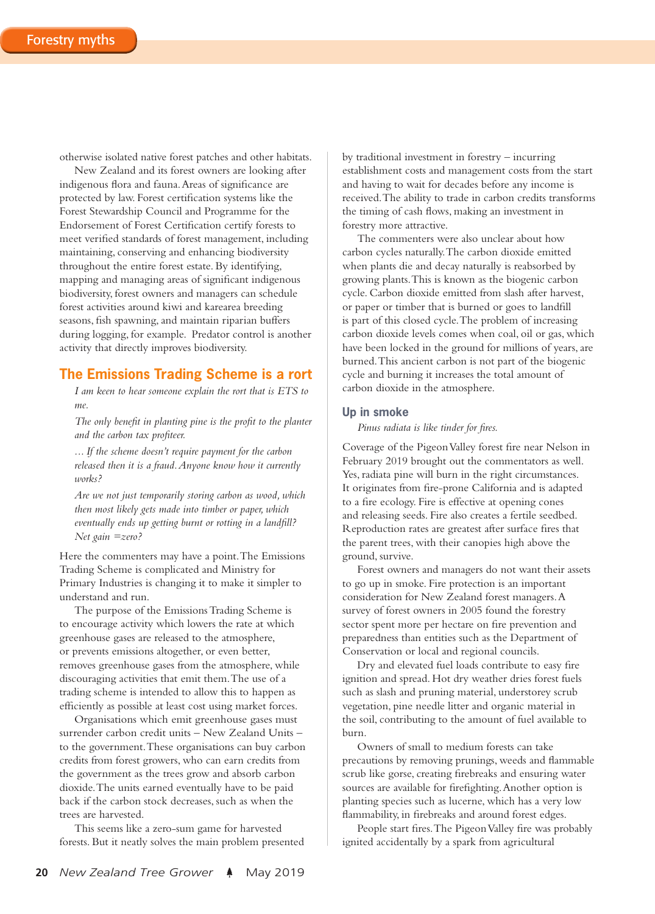otherwise isolated native forest patches and other habitats.

New Zealand and its forest owners are looking after indigenous flora and fauna. Areas of significance are protected by law. Forest certification systems like the Forest Stewardship Council and Programme for the Endorsement of Forest Certification certify forests to meet verified standards of forest management, including maintaining, conserving and enhancing biodiversity throughout the entire forest estate. By identifying, mapping and managing areas of significant indigenous biodiversity, forest owners and managers can schedule forest activities around kiwi and karearea breeding seasons, fish spawning, and maintain riparian buffers during logging, for example. Predator control is another activity that directly improves biodiversity.

## The Emissions Trading Scheme is a rort

*I am keen to hear someone explain the rort that is ETS to me.*

*The only benefit in planting pine is the profit to the planter and the carbon tax profiteer.*

*… If the scheme doesn't require payment for the carbon released then it is a fraud. Anyone know how it currently works?*

*Are we not just temporarily storing carbon as wood, which then most likely gets made into timber or paper, which eventually ends up getting burnt or rotting in a landfill? Net gain =zero?*

Here the commenters may have a point. The Emissions Trading Scheme is complicated and Ministry for Primary Industries is changing it to make it simpler to understand and run.

The purpose of the Emissions Trading Scheme is to encourage activity which lowers the rate at which greenhouse gases are released to the atmosphere, or prevents emissions altogether, or even better, removes greenhouse gases from the atmosphere, while discouraging activities that emit them. The use of a trading scheme is intended to allow this to happen as efficiently as possible at least cost using market forces.

Organisations which emit greenhouse gases must surrender carbon credit units – New Zealand Units – to the government. These organisations can buy carbon credits from forest growers, who can earn credits from the government as the trees grow and absorb carbon dioxide. The units earned eventually have to be paid back if the carbon stock decreases, such as when the trees are harvested.

This seems like a zero-sum game for harvested forests. But it neatly solves the main problem presented by traditional investment in forestry – incurring establishment costs and management costs from the start and having to wait for decades before any income is received. The ability to trade in carbon credits transforms the timing of cash flows, making an investment in forestry more attractive.

The commenters were also unclear about how carbon cycles naturally. The carbon dioxide emitted when plants die and decay naturally is reabsorbed by growing plants. This is known as the biogenic carbon cycle. Carbon dioxide emitted from slash after harvest, or paper or timber that is burned or goes to landfill is part of this closed cycle. The problem of increasing carbon dioxide levels comes when coal, oil or gas, which have been locked in the ground for millions of years, are burned. This ancient carbon is not part of the biogenic cycle and burning it increases the total amount of carbon dioxide in the atmosphere.

### Up in smoke

*Pinus radiata is like tinder for fires.*

Coverage of the Pigeon Valley forest fire near Nelson in February 2019 brought out the commentators as well. Yes, radiata pine will burn in the right circumstances. It originates from fire-prone California and is adapted to a fire ecology. Fire is effective at opening cones and releasing seeds. Fire also creates a fertile seedbed. Reproduction rates are greatest after surface fires that the parent trees, with their canopies high above the ground, survive.

Forest owners and managers do not want their assets to go up in smoke. Fire protection is an important consideration for New Zealand forest managers. A survey of forest owners in 2005 found the forestry sector spent more per hectare on fire prevention and preparedness than entities such as the Department of Conservation or local and regional councils.

Dry and elevated fuel loads contribute to easy fire ignition and spread. Hot dry weather dries forest fuels such as slash and pruning material, understorey scrub vegetation, pine needle litter and organic material in the soil, contributing to the amount of fuel available to burn.

Owners of small to medium forests can take precautions by removing prunings, weeds and flammable scrub like gorse, creating firebreaks and ensuring water sources are available for firefighting. Another option is planting species such as lucerne, which has a very low flammability, in firebreaks and around forest edges.

People start fires. The Pigeon Valley fire was probably ignited accidentally by a spark from agricultural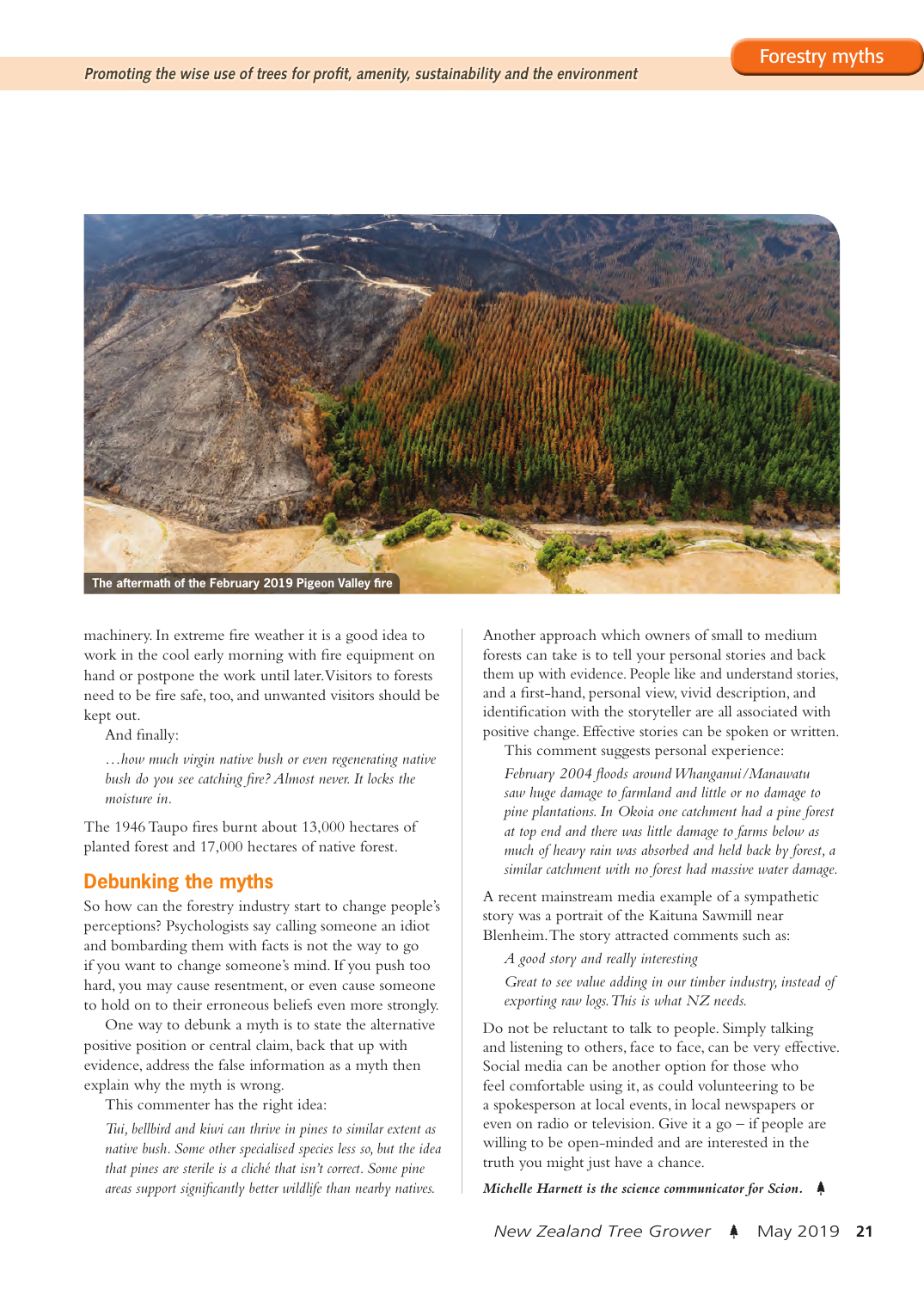The aftermath of the February 2019 Pigeon Valley fire

machinery. In extreme fire weather it is a good idea to work in the cool early morning with fire equipment on hand or postpone the work until later. Visitors to forests need to be fire safe, too, and unwanted visitors should be kept out.

And finally:

> *…how much virgin native bush or even regenerating native bush do you see catching fire? Almost never. It locks the moisture in.*

The 1946 Taupo fires burnt about 13,000 hectares of planted forest and 17,000 hectares of native forest.

## Debunking the myths

So how can the forestry industry start to change people's perceptions? Psychologists say calling someone an idiot and bombarding them with facts is not the way to go if you want to change someone's mind. If you push too hard, you may cause resentment, or even cause someone to hold on to their erroneous beliefs even more strongly.

One way to debunk a myth is to state the alternative positive position or central claim, back that up with evidence, address the false information as a myth then explain why the myth is wrong.

This commenter has the right idea:

> *Tui, bellbird and kiwi can thrive in pines to similar extent as native bush. Some other specialised species less so, but the idea that pines are sterile is a cliché that isn't correct. Some pine areas support significantly better wildlife than nearby natives.*

Another approach which owners of small to medium forests can take is to tell your personal stories and back them up with evidence. People like and understand stories, and a first-hand, personal view, vivid description, and identification with the storyteller are all associated with positive change. Effective stories can be spoken or written.

This comment suggests personal experience:

> *February 2004 floods around Whanganui/Manawatu saw huge damage to farmland and little or no damage to pine plantations. In Okoia one catchment had a pine forest at top end and there was little damage to farms below as much of heavy rain was absorbed and held back by forest, a similar catchment with no forest had massive water damage.*

A recent mainstream media example of a sympathetic story was a portrait of the Kaituna Sawmill near Blenheim. The story attracted comments such as:

> *A good story and really interesting*
>
> *Great to see value adding in our timber industry, instead of exporting raw logs. This is what NZ needs.*

Do not be reluctant to talk to people. Simply talking and listening to others, face to face, can be very effective. Social media can be another option for those who feel comfortable using it, as could volunteering to be a spokesperson at local events, in local newspapers or even on radio or television. Give it a go – if people are willing to be open-minded and are interested in the truth you might just have a chance.

***Michelle Harnett is the science communicator for Scion.***